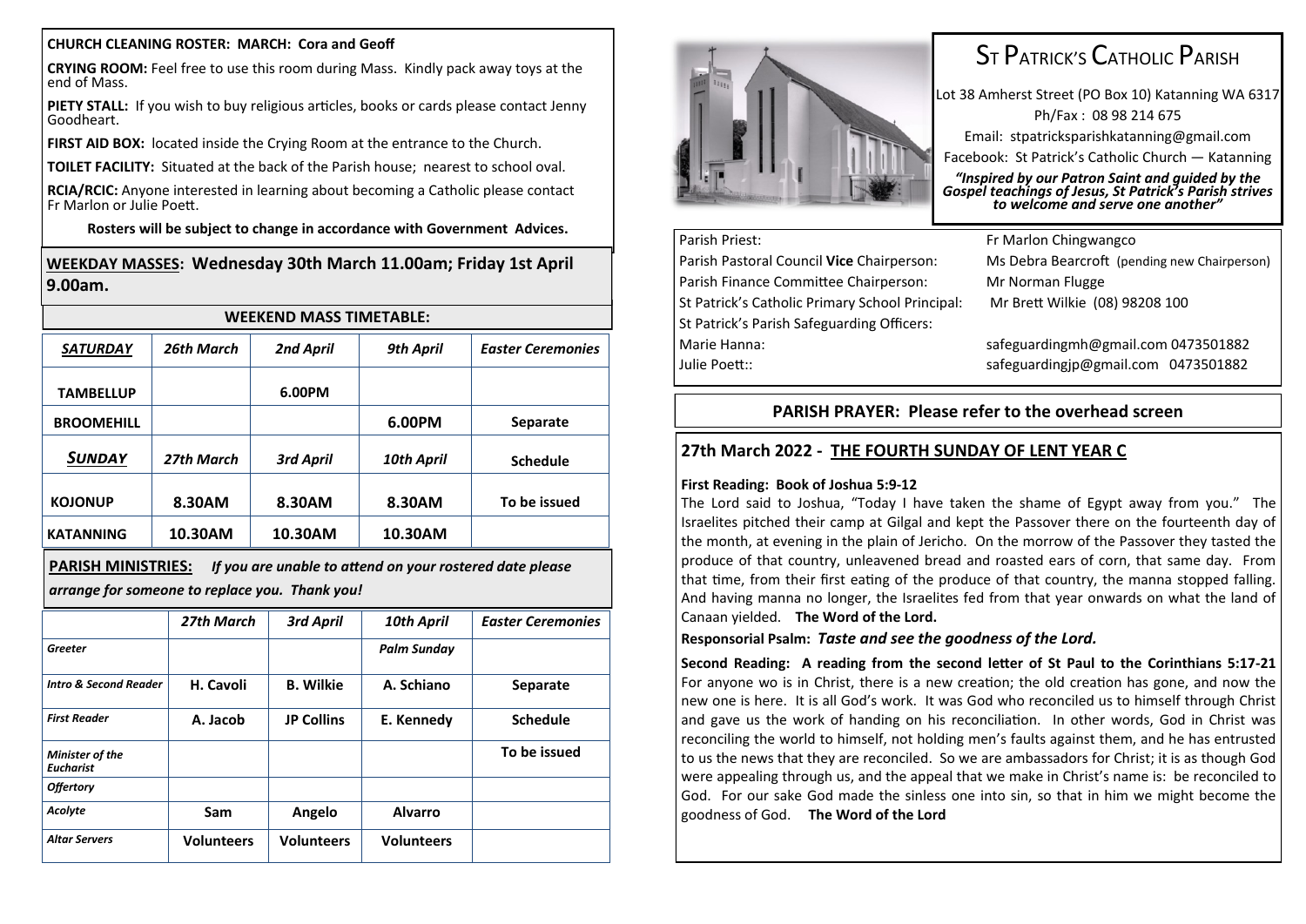**CHURCH CLEANING ROSTER: MARCH: Cora and Geoff**

**CRYING ROOM:** Feel free to use this room during Mass. Kindly pack away toys at the end of Mass.

**PIETY STALL:** If you wish to buy religious articles, books or cards please contact Jenny Goodheart.

**FIRST AID BOX:** located inside the Crying Room at the entrance to the Church.

**TOILET FACILITY:** Situated at the back of the Parish house; nearest to school oval.

**RCIA/RCIC:** Anyone interested in learning about becoming a Catholic please contact Fr Marlon or Julie Poett.

**Rosters will be subject to change in accordance with Government Advices.**

**WEEKDAY MASSES: Wednesday 30th March 11.00am; Friday 1st April 9.00am.**

**WEEKEND MASS TIMETABLE:**

| ***SATURDAY*** | ***26th March*** | ***2nd April*** | ***9th April*** | ***Easter Ceremonies*** |
|---|---|---|---|---|
| **TAMBELLUP** | | **6.00PM** | | |
| **BROOMEHILL** | | | **6.00PM** | **Separate** |
| ***SUNDAY*** | ***27th March*** | ***3rd April*** | ***10th April*** | **Schedule** |
| **KOJONUP** | **8.30AM** | **8.30AM** | **8.30AM** | **To be issued** |
| **KATANNING** | **10.30AM** | **10.30AM** | **10.30AM** | |

**PARISH MINISTRIES:** ***If you are unable to attend on your rostered date please arrange for someone to replace you. Thank you!***

| | ***27th March*** | ***3rd April*** | ***10th April*** | ***Easter Ceremonies*** |
|---|---|---|---|---|
| ***Greeter*** | | | ***Palm Sunday*** | |
| ***Intro & Second Reader*** | **H. Cavoli** | **B. Wilkie** | **A. Schiano** | **Separate** |
| ***First Reader*** | **A. Jacob** | **JP Collins** | **E. Kennedy** | **Schedule** |
| ***Minister of the Eucharist*** | | | | **To be issued** |
| ***Offertory*** | | | | |
| ***Acolyte*** | **Sam** | **Angelo** | **Alvarro** | |
| ***Altar Servers*** | **Volunteers** | **Volunteers** | **Volunteers** | |

# ST PATRICK'S CATHOLIC PARISH

Lot 38 Amherst Street (PO Box 10) Katanning WA 6317

Ph/Fax : 08 98 214 675

Email: stpatricksparishkatanning@gmail.com

Facebook: St Patrick's Catholic Church — Katanning

***"Inspired by our Patron Saint and guided by the Gospel teachings of Jesus, St Patrick's Parish strives to welcome and serve one another"***

| | |
|---|---|
| Parish Priest: | Fr Marlon Chingwangco |
| Parish Pastoral Council **Vice** Chairperson: | Ms Debra Bearcroft (pending new Chairperson) |
| Parish Finance Committee Chairperson: | Mr Norman Flugge |
| St Patrick's Catholic Primary School Principal: | Mr Brett Wilkie (08) 98208 100 |
| St Patrick's Parish Safeguarding Officers: | |
| Marie Hanna: | safeguardingmh@gmail.com 0473501882 |
| Julie Poett:: | safeguardingjp@gmail.com 0473501882 |

**PARISH PRAYER: Please refer to the overhead screen**

## 27th March 2022 - THE FOURTH SUNDAY OF LENT YEAR C

**First Reading: Book of Joshua 5:9-12**

The Lord said to Joshua, "Today I have taken the shame of Egypt away from you." The Israelites pitched their camp at Gilgal and kept the Passover there on the fourteenth day of the month, at evening in the plain of Jericho. On the morrow of the Passover they tasted the produce of that country, unleavened bread and roasted ears of corn, that same day. From that time, from their first eating of the produce of that country, the manna stopped falling. And having manna no longer, the Israelites fed from that year onwards on what the land of Canaan yielded. **The Word of the Lord.**

**Responsorial Psalm:** ***Taste and see the goodness of the Lord.***

**Second Reading: A reading from the second letter of St Paul to the Corinthians 5:17-21**

For anyone wo is in Christ, there is a new creation; the old creation has gone, and now the new one is here. It is all God's work. It was God who reconciled us to himself through Christ and gave us the work of handing on his reconciliation. In other words, God in Christ was reconciling the world to himself, not holding men's faults against them, and he has entrusted to us the news that they are reconciled. So we are ambassadors for Christ; it is as though God were appealing through us, and the appeal that we make in Christ's name is: be reconciled to God. For our sake God made the sinless one into sin, so that in him we might become the goodness of God. **The Word of the Lord**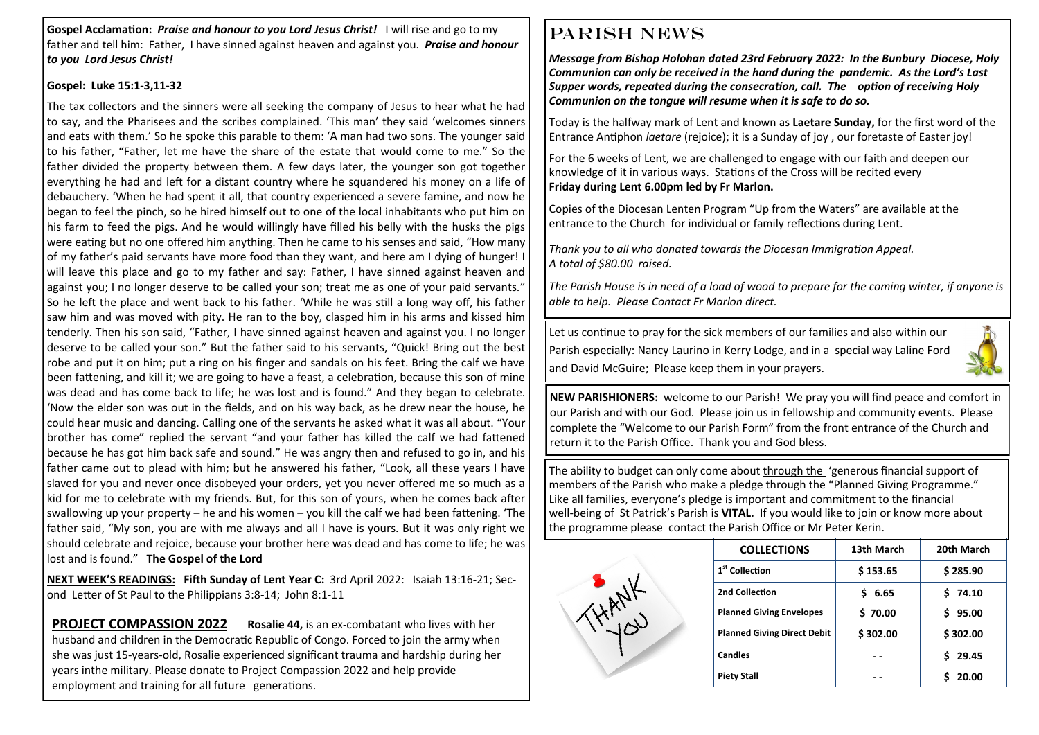**Gospel Acclamation:** ***Praise and honour to you Lord Jesus Christ!*** I will rise and go to my father and tell him: Father, I have sinned against heaven and against you. ***Praise and honour to you Lord Jesus Christ!***

**Gospel: Luke 15:1-3,11-32**

The tax collectors and the sinners were all seeking the company of Jesus to hear what he had to say, and the Pharisees and the scribes complained. 'This man' they said 'welcomes sinners and eats with them.' So he spoke this parable to them: 'A man had two sons. The younger said to his father, "Father, let me have the share of the estate that would come to me." So the father divided the property between them. A few days later, the younger son got together everything he had and left for a distant country where he squandered his money on a life of debauchery. 'When he had spent it all, that country experienced a severe famine, and now he began to feel the pinch, so he hired himself out to one of the local inhabitants who put him on his farm to feed the pigs. And he would willingly have filled his belly with the husks the pigs were eating but no one offered him anything. Then he came to his senses and said, "How many of my father's paid servants have more food than they want, and here am I dying of hunger! I will leave this place and go to my father and say: Father, I have sinned against heaven and against you; I no longer deserve to be called your son; treat me as one of your paid servants." So he left the place and went back to his father. 'While he was still a long way off, his father saw him and was moved with pity. He ran to the boy, clasped him in his arms and kissed him tenderly. Then his son said, "Father, I have sinned against heaven and against you. I no longer deserve to be called your son." But the father said to his servants, "Quick! Bring out the best robe and put it on him; put a ring on his finger and sandals on his feet. Bring the calf we have been fattening, and kill it; we are going to have a feast, a celebration, because this son of mine was dead and has come back to life; he was lost and is found." And they began to celebrate. 'Now the elder son was out in the fields, and on his way back, as he drew near the house, he could hear music and dancing. Calling one of the servants he asked what it was all about. "Your brother has come" replied the servant "and your father has killed the calf we had fattened because he has got him back safe and sound." He was angry then and refused to go in, and his father came out to plead with him; but he answered his father, "Look, all these years I have slaved for you and never once disobeyed your orders, yet you never offered me so much as a kid for me to celebrate with my friends. But, for this son of yours, when he comes back after swallowing up your property – he and his women – you kill the calf we had been fattening. 'The father said, "My son, you are with me always and all I have is yours. But it was only right we should celebrate and rejoice, because your brother here was dead and has come to life; he was lost and is found." **The Gospel of the Lord**

**NEXT WEEK'S READINGS: Fifth Sunday of Lent Year C:** 3rd April 2022: Isaiah 13:16-21; Second Letter of St Paul to the Philippians 3:8-14; John 8:1-11

**PROJECT COMPASSION 2022** **Rosalie 44,** is an ex-combatant who lives with her husband and children in the Democratic Republic of Congo. Forced to join the army when she was just 15-years-old, Rosalie experienced significant trauma and hardship during her years inthe military. Please donate to Project Compassion 2022 and help provide employment and training for all future generations.

# PARISH NEWS

***Message from Bishop Holohan dated 23rd February 2022: In the Bunbury Diocese, Holy Communion can only be received in the hand during the pandemic. As the Lord's Last Supper words, repeated during the consecration, call. The option of receiving Holy Communion on the tongue will resume when it is safe to do so.***

Today is the halfway mark of Lent and known as **Laetare Sunday,** for the first word of the Entrance Antiphon *laetare* (rejoice); it is a Sunday of joy , our foretaste of Easter joy!

For the 6 weeks of Lent, we are challenged to engage with our faith and deepen our knowledge of it in various ways. Stations of the Cross will be recited every **Friday during Lent 6.00pm led by Fr Marlon.**

Copies of the Diocesan Lenten Program "Up from the Waters" are available at the entrance to the Church for individual or family reflections during Lent.

*Thank you to all who donated towards the Diocesan Immigration Appeal. A total of $80.00 raised.*

*The Parish House is in need of a load of wood to prepare for the coming winter, if anyone is able to help. Please Contact Fr Marlon direct.*

Let us continue to pray for the sick members of our families and also within our Parish especially: Nancy Laurino in Kerry Lodge, and in a special way Laline Ford and David McGuire; Please keep them in your prayers.

**NEW PARISHIONERS:** welcome to our Parish! We pray you will find peace and comfort in our Parish and with our God. Please join us in fellowship and community events. Please complete the "Welcome to our Parish Form" from the front entrance of the Church and return it to the Parish Office. Thank you and God bless.

The ability to budget can only come about through the 'generous financial support of members of the Parish who make a pledge through the "Planned Giving Programme." Like all families, everyone's pledge is important and commitment to the financial well-being of St Patrick's Parish is **VITAL.** If you would like to join or know more about the programme please contact the Parish Office or Mr Peter Kerin.

| COLLECTIONS | 13th March | 20th March |
| --- | --- | --- |
| 1st Collection | $ 153.65 | $ 285.90 |
| 2nd Collection | $ 6.65 | $ 74.10 |
| Planned Giving Envelopes | $ 70.00 | $ 95.00 |
| Planned Giving Direct Debit | $ 302.00 | $ 302.00 |
| Candles | - - | $ 29.45 |
| Piety Stall | - - | $ 20.00 |